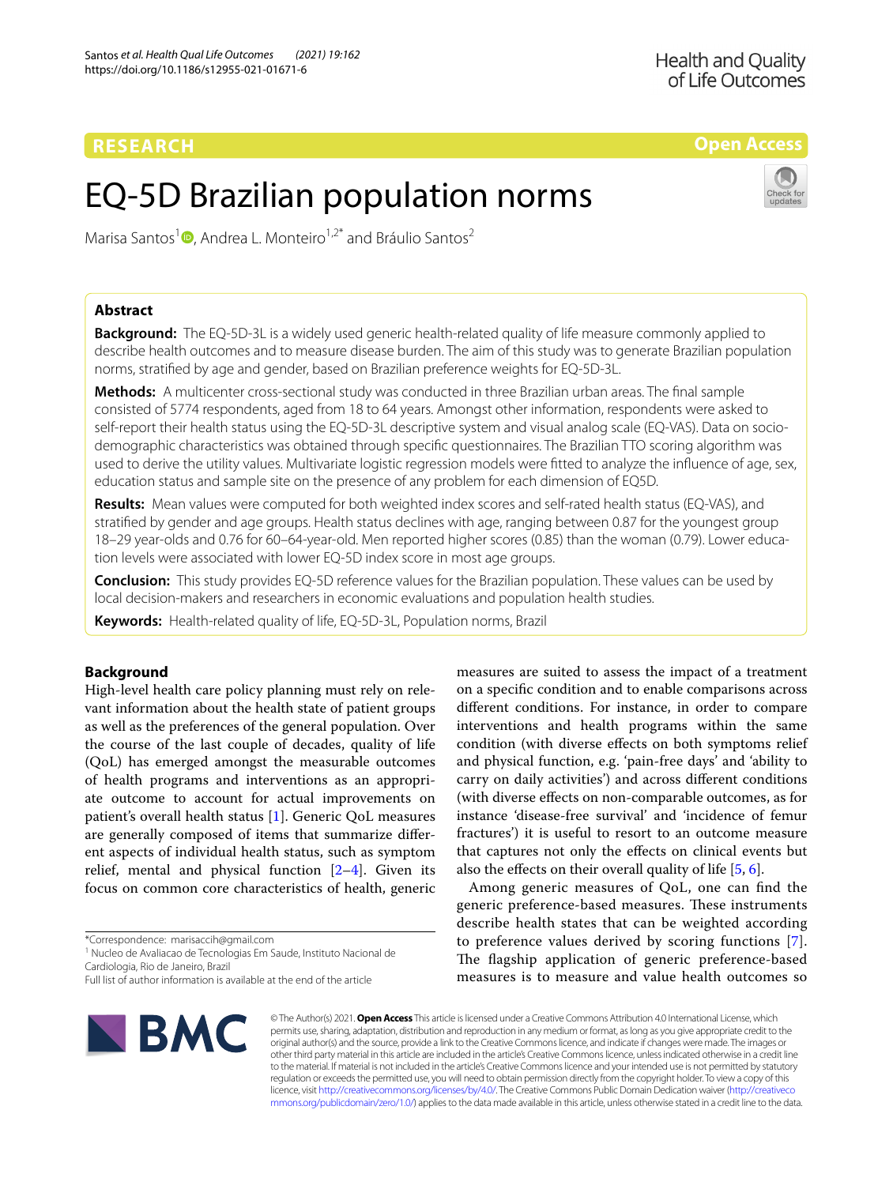RESEARCH

Open Access

# EQ-5D Brazilian population norms

Marisa Santos[1], Andrea L. Monteiro[1,2*] and Bráulio Santos[2]

## Abstract

**Background:** The EQ-5D-3L is a widely used generic health-related quality of life measure commonly applied to describe health outcomes and to measure disease burden. The aim of this study was to generate Brazilian population norms, stratified by age and gender, based on Brazilian preference weights for EQ-5D-3L.

**Methods:** A multicenter cross-sectional study was conducted in three Brazilian urban areas. The final sample consisted of 5774 respondents, aged from 18 to 64 years. Amongst other information, respondents were asked to self-report their health status using the EQ-5D-3L descriptive system and visual analog scale (EQ-VAS). Data on socio-demographic characteristics was obtained through specific questionnaires. The Brazilian TTO scoring algorithm was used to derive the utility values. Multivariate logistic regression models were fitted to analyze the influence of age, sex, education status and sample site on the presence of any problem for each dimension of EQ5D.

**Results:** Mean values were computed for both weighted index scores and self-rated health status (EQ-VAS), and stratified by gender and age groups. Health status declines with age, ranging between 0.87 for the youngest group 18–29 year-olds and 0.76 for 60–64-year-old. Men reported higher scores (0.85) than the woman (0.79). Lower education levels were associated with lower EQ-5D index score in most age groups.

**Conclusion:** This study provides EQ-5D reference values for the Brazilian population. These values can be used by local decision-makers and researchers in economic evaluations and population health studies.

**Keywords:** Health-related quality of life, EQ-5D-3L, Population norms, Brazil

## Background

High-level health care policy planning must rely on relevant information about the health state of patient groups as well as the preferences of the general population. Over the course of the last couple of decades, quality of life (QoL) has emerged amongst the measurable outcomes of health programs and interventions as an appropriate outcome to account for actual improvements on patient's overall health status [1]. Generic QoL measures are generally composed of items that summarize different aspects of individual health status, such as symptom relief, mental and physical function [2–4]. Given its focus on common core characteristics of health, generic measures are suited to assess the impact of a treatment on a specific condition and to enable comparisons across different conditions. For instance, in order to compare interventions and health programs within the same condition (with diverse effects on both symptoms relief and physical function, e.g. 'pain-free days' and 'ability to carry on daily activities') and across different conditions (with diverse effects on non-comparable outcomes, as for instance 'disease-free survival' and 'incidence of femur fractures') it is useful to resort to an outcome measure that captures not only the effects on clinical events but also the effects on their overall quality of life [5, 6].

Among generic measures of QoL, one can find the generic preference-based measures. These instruments describe health states that can be weighted according to preference values derived by scoring functions [7]. The flagship application of generic preference-based measures is to measure and value health outcomes so

*Correspondence: marisaccih@gmail.com
[1] Nucleo de Avaliacao de Tecnologias Em Saude, Instituto Nacional de Cardiologia, Rio de Janeiro, Brazil
Full list of author information is available at the end of the article

© The Author(s) 2021. **Open Access** This article is licensed under a Creative Commons Attribution 4.0 International License, which permits use, sharing, adaptation, distribution and reproduction in any medium or format, as long as you give appropriate credit to the original author(s) and the source, provide a link to the Creative Commons licence, and indicate if changes were made. The images or other third party material in this article are included in the article's Creative Commons licence, unless indicated otherwise in a credit line to the material. If material is not included in the article's Creative Commons licence and your intended use is not permitted by statutory regulation or exceeds the permitted use, you will need to obtain permission directly from the copyright holder. To view a copy of this licence, visit http://creativecommons.org/licenses/by/4.0/. The Creative Commons Public Domain Dedication waiver (http://creativecommons.org/publicdomain/zero/1.0/) applies to the data made available in this article, unless otherwise stated in a credit line to the data.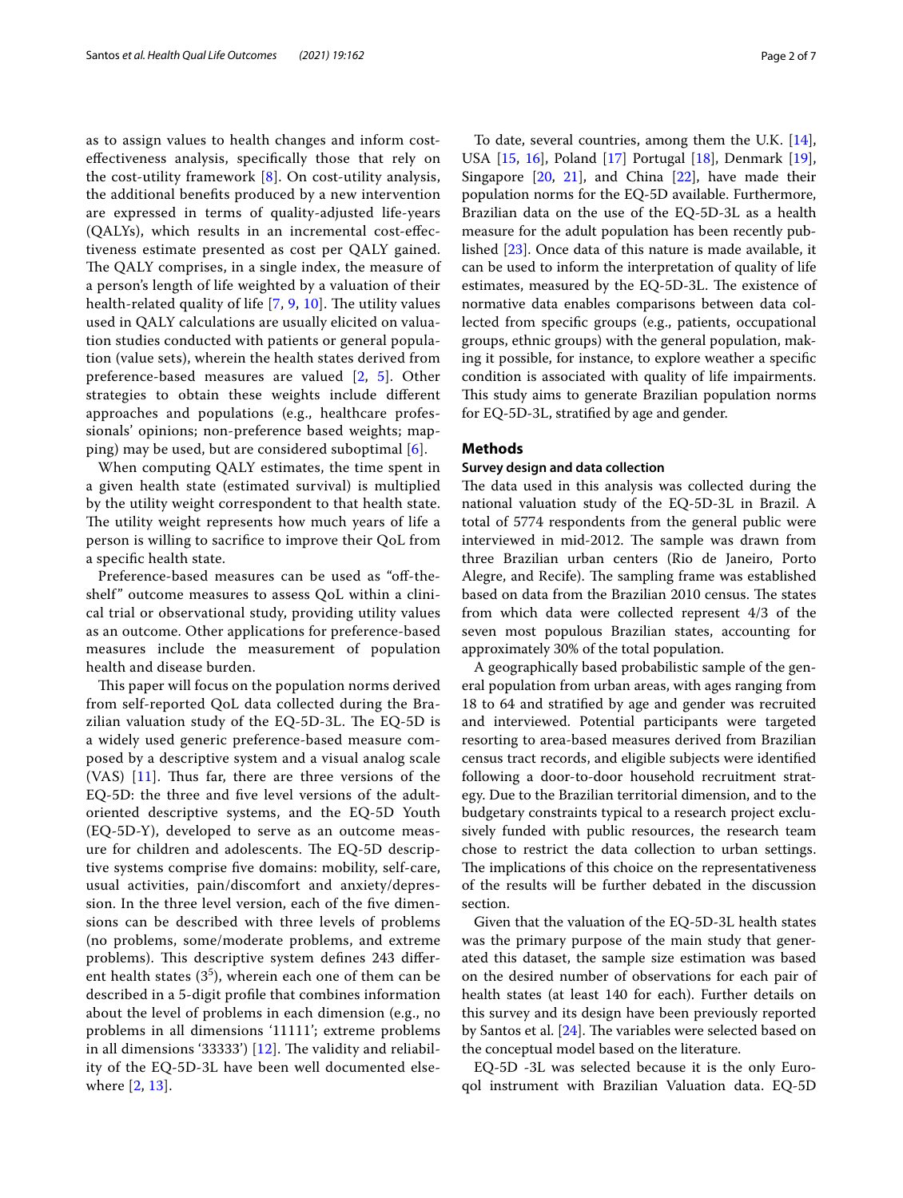as to assign values to health changes and inform cost-effectiveness analysis, specifically those that rely on the cost-utility framework [8]. On cost-utility analysis, the additional benefits produced by a new intervention are expressed in terms of quality-adjusted life-years (QALYs), which results in an incremental cost-effectiveness estimate presented as cost per QALY gained. The QALY comprises, in a single index, the measure of a person's length of life weighted by a valuation of their health-related quality of life [7, 9, 10]. The utility values used in QALY calculations are usually elicited on valuation studies conducted with patients or general population (value sets), wherein the health states derived from preference-based measures are valued [2, 5]. Other strategies to obtain these weights include different approaches and populations (e.g., healthcare professionals' opinions; non-preference based weights; mapping) may be used, but are considered suboptimal [6].

When computing QALY estimates, the time spent in a given health state (estimated survival) is multiplied by the utility weight correspondent to that health state. The utility weight represents how much years of life a person is willing to sacrifice to improve their QoL from a specific health state.

Preference-based measures can be used as "off-the-shelf" outcome measures to assess QoL within a clinical trial or observational study, providing utility values as an outcome. Other applications for preference-based measures include the measurement of population health and disease burden.

This paper will focus on the population norms derived from self-reported QoL data collected during the Brazilian valuation study of the EQ-5D-3L. The EQ-5D is a widely used generic preference-based measure composed by a descriptive system and a visual analog scale (VAS) [11]. Thus far, there are three versions of the EQ-5D: the three and five level versions of the adult-oriented descriptive systems, and the EQ-5D Youth (EQ-5D-Y), developed to serve as an outcome measure for children and adolescents. The EQ-5D descriptive systems comprise five domains: mobility, self-care, usual activities, pain/discomfort and anxiety/depression. In the three level version, each of the five dimensions can be described with three levels of problems (no problems, some/moderate problems, and extreme problems). This descriptive system defines 243 different health states ($3^5$), wherein each one of them can be described in a 5-digit profile that combines information about the level of problems in each dimension (e.g., no problems in all dimensions '11111'; extreme problems in all dimensions '33333') [12]. The validity and reliability of the EQ-5D-3L have been well documented elsewhere [2, 13].

To date, several countries, among them the U.K. [14], USA [15, 16], Poland [17] Portugal [18], Denmark [19], Singapore [20, 21], and China [22], have made their population norms for the EQ-5D available. Furthermore, Brazilian data on the use of the EQ-5D-3L as a health measure for the adult population has been recently published [23]. Once data of this nature is made available, it can be used to inform the interpretation of quality of life estimates, measured by the EQ-5D-3L. The existence of normative data enables comparisons between data collected from specific groups (e.g., patients, occupational groups, ethnic groups) with the general population, making it possible, for instance, to explore weather a specific condition is associated with quality of life impairments. This study aims to generate Brazilian population norms for EQ-5D-3L, stratified by age and gender.

## Methods

### Survey design and data collection

The data used in this analysis was collected during the national valuation study of the EQ-5D-3L in Brazil. A total of 5774 respondents from the general public were interviewed in mid-2012. The sample was drawn from three Brazilian urban centers (Rio de Janeiro, Porto Alegre, and Recife). The sampling frame was established based on data from the Brazilian 2010 census. The states from which data were collected represent 4/3 of the seven most populous Brazilian states, accounting for approximately 30% of the total population.

A geographically based probabilistic sample of the general population from urban areas, with ages ranging from 18 to 64 and stratified by age and gender was recruited and interviewed. Potential participants were targeted resorting to area-based measures derived from Brazilian census tract records, and eligible subjects were identified following a door-to-door household recruitment strategy. Due to the Brazilian territorial dimension, and to the budgetary constraints typical to a research project exclusively funded with public resources, the research team chose to restrict the data collection to urban settings. The implications of this choice on the representativeness of the results will be further debated in the discussion section.

Given that the valuation of the EQ-5D-3L health states was the primary purpose of the main study that generated this dataset, the sample size estimation was based on the desired number of observations for each pair of health states (at least 140 for each). Further details on this survey and its design have been previously reported by Santos et al. [24]. The variables were selected based on the conceptual model based on the literature.

EQ-5D -3L was selected because it is the only Euroqol instrument with Brazilian Valuation data. EQ-5D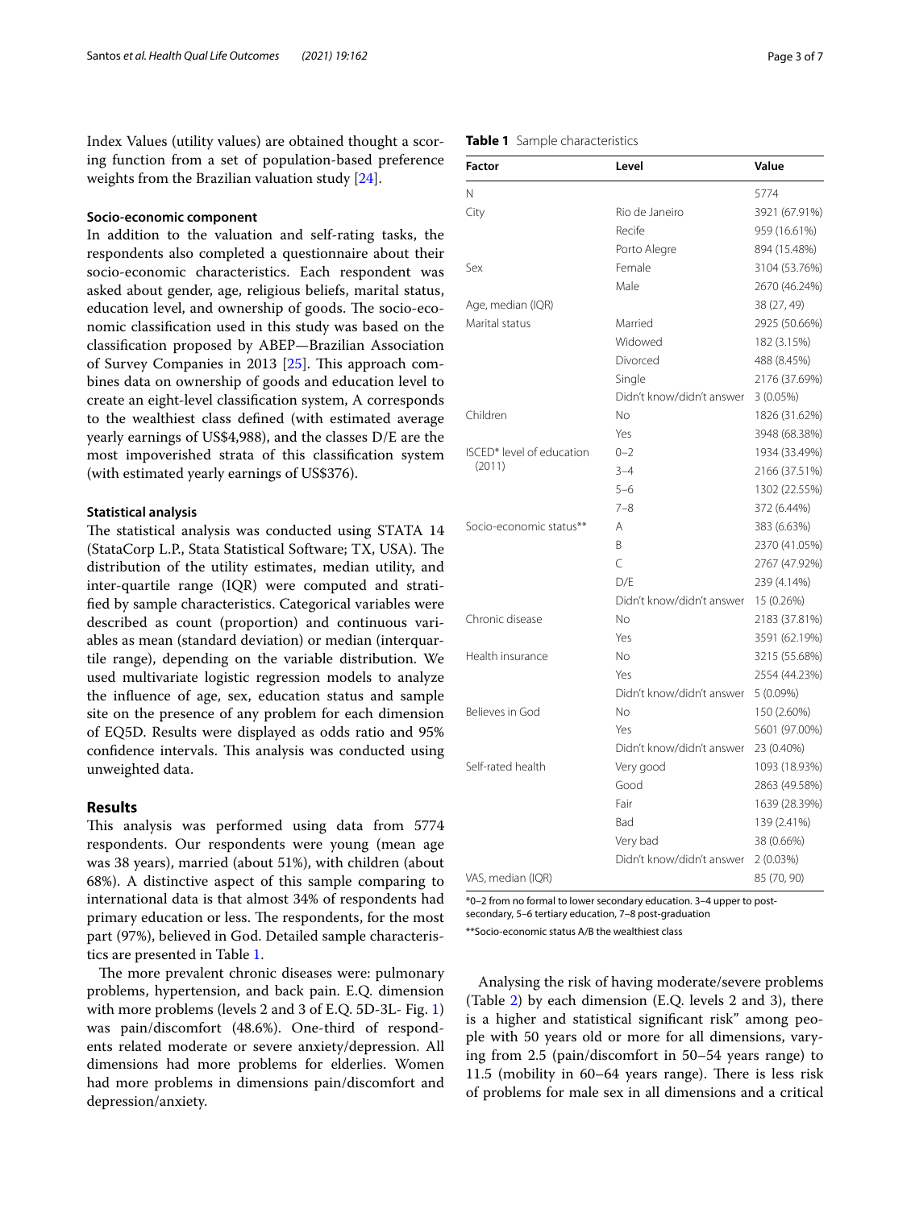Index Values (utility values) are obtained thought a scoring function from a set of population-based preference weights from the Brazilian valuation study [24].

#### Socio-economic component

In addition to the valuation and self-rating tasks, the respondents also completed a questionnaire about their socio-economic characteristics. Each respondent was asked about gender, age, religious beliefs, marital status, education level, and ownership of goods. The socio-economic classification used in this study was based on the classification proposed by ABEP—Brazilian Association of Survey Companies in 2013 [25]. This approach combines data on ownership of goods and education level to create an eight-level classification system, A corresponds to the wealthiest class defined (with estimated average yearly earnings of US$4,988), and the classes D/E are the most impoverished strata of this classification system (with estimated yearly earnings of US$376).

#### Statistical analysis

The statistical analysis was conducted using STATA 14 (StataCorp L.P., Stata Statistical Software; TX, USA). The distribution of the utility estimates, median utility, and inter-quartile range (IQR) were computed and stratified by sample characteristics. Categorical variables were described as count (proportion) and continuous variables as mean (standard deviation) or median (interquartile range), depending on the variable distribution. We used multivariate logistic regression models to analyze the influence of age, sex, education status and sample site on the presence of any problem for each dimension of EQ5D. Results were displayed as odds ratio and 95% confidence intervals. This analysis was conducted using unweighted data.

## Results

This analysis was performed using data from 5774 respondents. Our respondents were young (mean age was 38 years), married (about 51%), with children (about 68%). A distinctive aspect of this sample comparing to international data is that almost 34% of respondents had primary education or less. The respondents, for the most part (97%), believed in God. Detailed sample characteristics are presented in Table 1.

The more prevalent chronic diseases were: pulmonary problems, hypertension, and back pain. E.Q. dimension with more problems (levels 2 and 3 of E.Q. 5D-3L- Fig. 1) was pain/discomfort (48.6%). One-third of respondents related moderate or severe anxiety/depression. All dimensions had more problems for elderlies. Women had more problems in dimensions pain/discomfort and depression/anxiety.

**Table 1** Sample characteristics

| Factor | Level | Value |
|---|---|---|
| N | | 5774 |
| City | Rio de Janeiro | 3921 (67.91%) |
| | Recife | 959 (16.61%) |
| | Porto Alegre | 894 (15.48%) |
| Sex | Female | 3104 (53.76%) |
| | Male | 2670 (46.24%) |
| Age, median (IQR) | | 38 (27, 49) |
| Marital status | Married | 2925 (50.66%) |
| | Widowed | 182 (3.15%) |
| | Divorced | 488 (8.45%) |
| | Single | 2176 (37.69%) |
| | Didn't know/didn't answer | 3 (0.05%) |
| Children | No | 1826 (31.62%) |
| | Yes | 3948 (68.38%) |
| ISCED* level of education (2011) | 0–2 | 1934 (33.49%) |
| | 3–4 | 2166 (37.51%) |
| | 5–6 | 1302 (22.55%) |
| | 7–8 | 372 (6.44%) |
| Socio-economic status** | A | 383 (6.63%) |
| | B | 2370 (41.05%) |
| | C | 2767 (47.92%) |
| | D/E | 239 (4.14%) |
| | Didn't know/didn't answer | 15 (0.26%) |
| Chronic disease | No | 2183 (37.81%) |
| | Yes | 3591 (62.19%) |
| Health insurance | No | 3215 (55.68%) |
| | Yes | 2554 (44.23%) |
| | Didn't know/didn't answer | 5 (0.09%) |
| Believes in God | No | 150 (2.60%) |
| | Yes | 5601 (97.00%) |
| | Didn't know/didn't answer | 23 (0.40%) |
| Self-rated health | Very good | 1093 (18.93%) |
| | Good | 2863 (49.58%) |
| | Fair | 1639 (28.39%) |
| | Bad | 139 (2.41%) |
| | Very bad | 38 (0.66%) |
| | Didn't know/didn't answer | 2 (0.03%) |
| VAS, median (IQR) | | 85 (70, 90) |

*0–2 from no formal to lower secondary education. 3–4 upper to post-secondary, 5–6 tertiary education, 7–8 post-graduation

**Socio-economic status A/B the wealthiest class

Analysing the risk of having moderate/severe problems (Table 2) by each dimension (E.Q. levels 2 and 3), there is a higher and statistical significant risk" among people with 50 years old or more for all dimensions, varying from 2.5 (pain/discomfort in 50–54 years range) to 11.5 (mobility in 60–64 years range). There is less risk of problems for male sex in all dimensions and a critical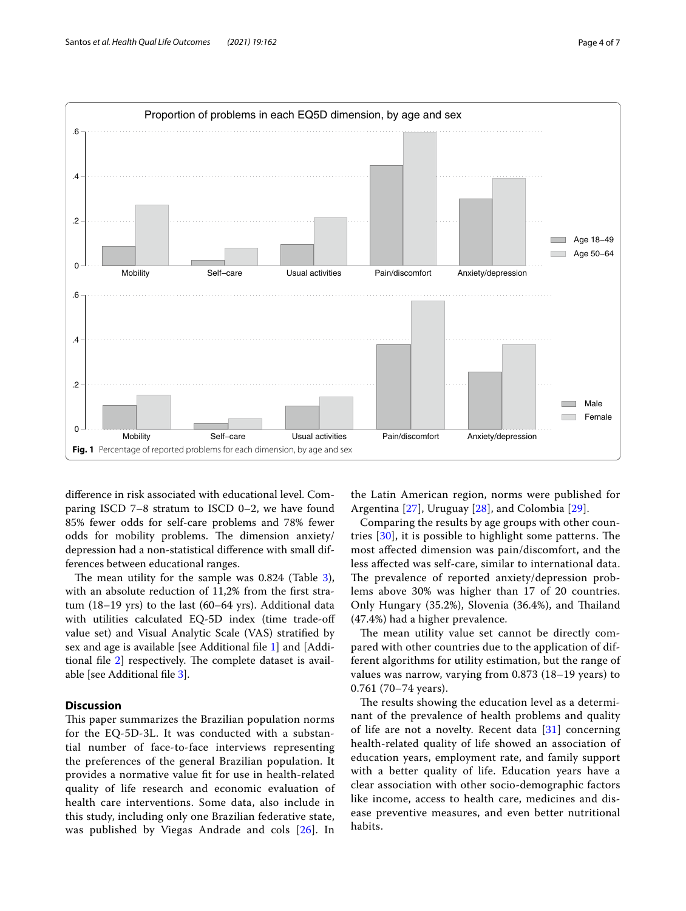Proportion of problems in each EQ5D dimension, by age and sex

**Fig. 1** Percentage of reported problems for each dimension, by age and sex

difference in risk associated with educational level. Comparing ISCD 7–8 stratum to ISCD 0–2, we have found 85% fewer odds for self-care problems and 78% fewer odds for mobility problems. The dimension anxiety/depression had a non-statistical difference with small differences between educational ranges.

The mean utility for the sample was 0.824 (Table 3), with an absolute reduction of 11,2% from the first stratum (18–19 yrs) to the last (60–64 yrs). Additional data with utilities calculated EQ-5D index (time trade-off value set) and Visual Analytic Scale (VAS) stratified by sex and age is available [see Additional file 1] and [Additional file 2] respectively. The complete dataset is available [see Additional file 3].

## Discussion

This paper summarizes the Brazilian population norms for the EQ-5D-3L. It was conducted with a substantial number of face-to-face interviews representing the preferences of the general Brazilian population. It provides a normative value fit for use in health-related quality of life research and economic evaluation of health care interventions. Some data, also include in this study, including only one Brazilian federative state, was published by Viegas Andrade and cols [26]. In the Latin American region, norms were published for Argentina [27], Uruguay [28], and Colombia [29].

Comparing the results by age groups with other countries [30], it is possible to highlight some patterns. The most affected dimension was pain/discomfort, and the less affected was self-care, similar to international data. The prevalence of reported anxiety/depression problems above 30% was higher than 17 of 20 countries. Only Hungary (35.2%), Slovenia (36.4%), and Thailand (47.4%) had a higher prevalence.

The mean utility value set cannot be directly compared with other countries due to the application of different algorithms for utility estimation, but the range of values was narrow, varying from 0.873 (18–19 years) to 0.761 (70–74 years).

The results showing the education level as a determinant of the prevalence of health problems and quality of life are not a novelty. Recent data [31] concerning health-related quality of life showed an association of education years, employment rate, and family support with a better quality of life. Education years have a clear association with other socio-demographic factors like income, access to health care, medicines and disease preventive measures, and even better nutritional habits.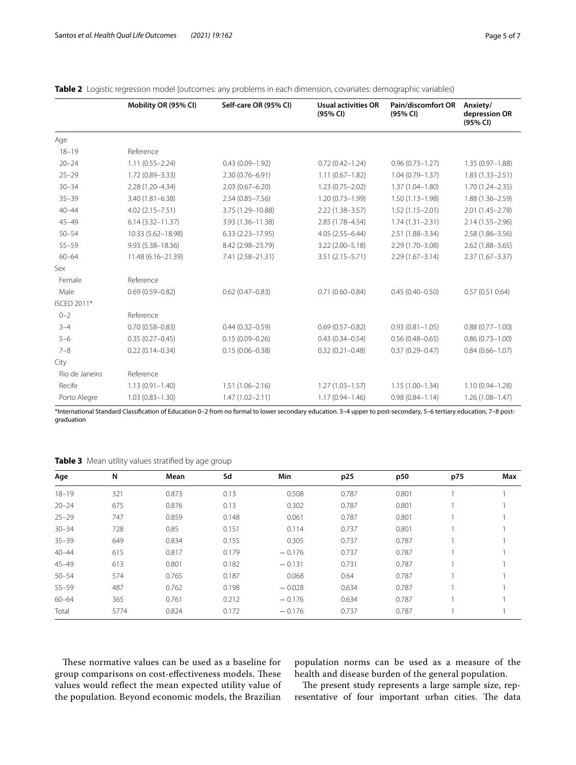**Table 2** Logistic regression model (outcomes: any problems in each dimension, covariates: demographic variables)

| | Mobility OR (95% CI) | Self-care OR (95% CI) | Usual activities OR (95% CI) | Pain/discomfort OR (95% CI) | Anxiety/ depression OR (95% CI) |
|---|---|---|---|---|---|
| Age | | | | | |
| 18–19 | Reference | | | | |
| 20–24 | 1.11 (0.55–2.24) | 0.43 (0.09–1.92) | 0.72 (0.42–1.24) | 0.96 (0.73–1.27) | 1.35 (0.97–1.88) |
| 25–29 | 1.72 (0.89–3.33) | 2.30 (0.76–6.91) | 1.11 (0.67–1.82) | 1.04 (0.79–1.37) | 1.83 (1.33–2.51) |
| 30–34 | 2.28 (1.20–4.34) | 2.03 (0.67–6.20) | 1.23 (0.75–2.02) | 1.37 (1.04–1.80) | 1.70 (1.24–2.35) |
| 35–39 | 3.40 (1.81–6.38) | 2.54 (0.85–7.56) | 1.20 (0.73–1.99) | 1.50 (1.13–1.98) | 1.88 (1.36–2.59) |
| 40–44 | 4.02 (2.15–7.51) | 3.75 (1.29–10.88) | 2.22 (1.38–3.57) | 1.52 (1.15–2.01) | 2.01 (1.45–2.78) |
| 45–49 | 6.14 (3.32–11.37) | 3.93 (1.36–11.38) | 2.85 (1.78–4.54) | 1.74 (1.31–2.31) | 2.14 (1.55–2.96) |
| 50–54 | 10.33 (5.62–18.98) | 6.33 (2.23–17.95) | 4.05 (2.55–6.44) | 2.51 (1.88–3.34) | 2.58 (1.86–3.56) |
| 55–59 | 9.93 (5.38–18.36) | 8.42 (2.98–23.79) | 3.22 (2.00–5.18) | 2.29 (1.70–3.08) | 2.62 (1.88–3.65) |
| 60–64 | 11.48 (6.16–21.39) | 7.41 (2.58–21.31) | 3.51 (2.15–5.71) | 2.29 (1.67–3.14) | 2.37 (1.67–3.37) |
| Sex | | | | | |
| Female | Reference | | | | |
| Male | 0.69 (0.59–0.82) | 0.62 (0.47–0.83) | 0.71 (0.60–0.84) | 0.45 (0.40–0.50) | 0.57 (0.51 0.64) |
| ISCED 2011* | | | | | |
| 0–2 | Reference | | | | |
| 3–4 | 0.70 (0.58–0.83) | 0.44 (0.32–0.59) | 0.69 (0.57–0.82) | 0.93 (0.81–1.05) | 0.88 (0.77–1.00) |
| 5–6 | 0.35 (0.27–0.45) | 0.15 (0.09–0.26) | 0.43 (0.34–0.54) | 0.56 (0.48–0.65) | 0.86 (0.73–1.00) |
| 7–8 | 0.22 (0.14–0.34) | 0.15 (0.06–0.38) | 0.32 (0.21–0.48) | 0.37 (0.29–0.47) | 0.84 (0.66–1.07) |
| City | | | | | |
| Rio de Janeiro | Reference | | | | |
| Recife | 1.13 (0.91–1.40) | 1.51 (1.06–2.16) | 1.27 (1.03–1.57) | 1.15 (1.00–1.34) | 1.10 (0.94–1.28) |
| Porto Alegre | 1.03 (0.83–1.30) | 1.47 (1.02–2.11) | 1.17 (0.94–1.46) | 0.98 (0.84–1.14) | 1.26 (1.08–1.47) |

*International Standard Classification of Education 0–2 from no formal to lower secondary education. 3–4 upper to post-secondary, 5–6 tertiary education, 7–8 post-graduation

**Table 3** Mean utility values stratified by age group

| Age | N | Mean | Sd | Min | p25 | p50 | p75 | Max |
|---|---|---|---|---|---|---|---|---|
| 18–19 | 321 | 0.873 | 0.13 | 0.508 | 0.787 | 0.801 | 1 | 1 |
| 20–24 | 675 | 0.876 | 0.13 | 0.302 | 0.787 | 0.801 | 1 | 1 |
| 25–29 | 747 | 0.859 | 0.148 | 0.061 | 0.787 | 0.801 | 1 | 1 |
| 30–34 | 728 | 0.85 | 0.151 | 0.114 | 0.737 | 0.801 | 1 | 1 |
| 35–39 | 649 | 0.834 | 0.155 | 0.305 | 0.737 | 0.787 | 1 | 1 |
| 40–44 | 615 | 0.817 | 0.179 | −0.176 | 0.737 | 0.787 | 1 | 1 |
| 45–49 | 613 | 0.801 | 0.182 | −0.131 | 0.731 | 0.787 | 1 | 1 |
| 50–54 | 574 | 0.765 | 0.187 | 0.068 | 0.64 | 0.787 | 1 | 1 |
| 55–59 | 487 | 0.762 | 0.198 | −0.028 | 0.634 | 0.787 | 1 | 1 |
| 60–64 | 365 | 0.761 | 0.212 | −0.176 | 0.634 | 0.787 | 1 | 1 |
| Total | 5774 | 0.824 | 0.172 | −0.176 | 0.737 | 0.787 | 1 | 1 |

These normative values can be used as a baseline for group comparisons on cost-effectiveness models. These values would reflect the mean expected utility value of the population. Beyond economic models, the Brazilian population norms can be used as a measure of the health and disease burden of the general population.

The present study represents a large sample size, representative of four important urban cities. The data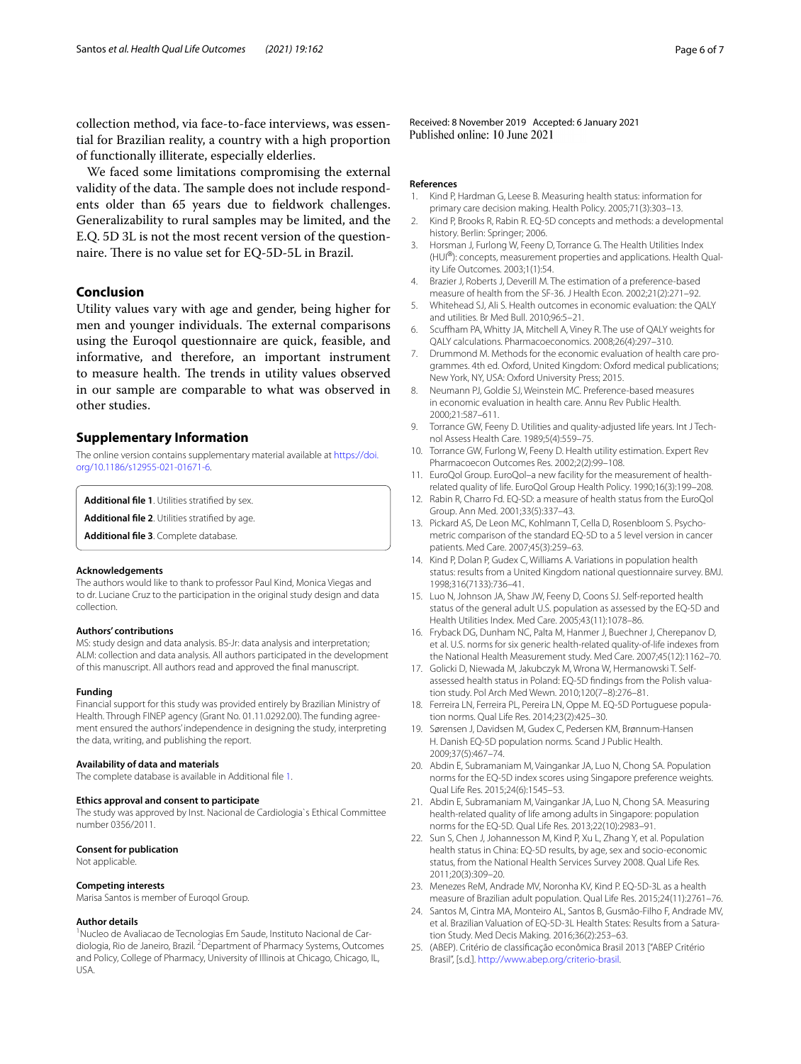collection method, via face-to-face interviews, was essential for Brazilian reality, a country with a high proportion of functionally illiterate, especially elderlies.

We faced some limitations compromising the external validity of the data. The sample does not include respondents older than 65 years due to fieldwork challenges. Generalizability to rural samples may be limited, and the E.Q. 5D 3L is not the most recent version of the questionnaire. There is no value set for EQ-5D-5L in Brazil.

## Conclusion

Utility values vary with age and gender, being higher for men and younger individuals. The external comparisons using the Euroqol questionnaire are quick, feasible, and informative, and therefore, an important instrument to measure health. The trends in utility values observed in our sample are comparable to what was observed in other studies.

## Supplementary Information

The online version contains supplementary material available at https://doi.org/10.1186/s12955-021-01671-6.

**Additional file 1**. Utilities stratified by sex.

**Additional file 2**. Utilities stratified by age.

**Additional file 3**. Complete database.

### Acknowledgements

The authors would like to thank to professor Paul Kind, Monica Viegas and to dr. Luciane Cruz to the participation in the original study design and data collection.

### Authors' contributions

MS: study design and data analysis. BS-Jr: data analysis and interpretation; ALM: collection and data analysis. All authors participated in the development of this manuscript. All authors read and approved the final manuscript.

### Funding

Financial support for this study was provided entirely by Brazilian Ministry of Health. Through FINEP agency (Grant No. 01.11.0292.00). The funding agreement ensured the authors' independence in designing the study, interpreting the data, writing, and publishing the report.

### Availability of data and materials

The complete database is available in Additional file 1.

### Ethics approval and consent to participate

The study was approved by Inst. Nacional de Cardiologia`s Ethical Committee number 0356/2011.

### Consent for publication

Not applicable.

### Competing interests

Marisa Santos is member of Euroqol Group.

### Author details

[1]Nucleo de Avaliacao de Tecnologias Em Saude, Instituto Nacional de Cardiologia, Rio de Janeiro, Brazil. [2]Department of Pharmacy Systems, Outcomes and Policy, College of Pharmacy, University of Illinois at Chicago, Chicago, IL, USA.

Received: 8 November 2019 Accepted: 6 January 2021
Published online: 10 June 2021

### References

1. Kind P, Hardman G, Leese B. Measuring health status: information for primary care decision making. Health Policy. 2005;71(3):303–13.
2. Kind P, Brooks R, Rabin R. EQ-5D concepts and methods: a developmental history. Berlin: Springer; 2006.
3. Horsman J, Furlong W, Feeny D, Torrance G. The Health Utilities Index (HUI®): concepts, measurement properties and applications. Health Quality Life Outcomes. 2003;1(1):54.
4. Brazier J, Roberts J, Deverill M. The estimation of a preference-based measure of health from the SF-36. J Health Econ. 2002;21(2):271–92.
5. Whitehead SJ, Ali S. Health outcomes in economic evaluation: the QALY and utilities. Br Med Bull. 2010;96:5–21.
6. Scuffham PA, Whitty JA, Mitchell A, Viney R. The use of QALY weights for QALY calculations. Pharmacoeconomics. 2008;26(4):297–310.
7. Drummond M. Methods for the economic evaluation of health care programmes. 4th ed. Oxford, United Kingdom: Oxford medical publications; New York, NY, USA: Oxford University Press; 2015.
8. Neumann PJ, Goldie SJ, Weinstein MC. Preference-based measures in economic evaluation in health care. Annu Rev Public Health. 2000;21:587–611.
9. Torrance GW, Feeny D. Utilities and quality-adjusted life years. Int J Technol Assess Health Care. 1989;5(4):559–75.
10. Torrance GW, Furlong W, Feeny D. Health utility estimation. Expert Rev Pharmacoecon Outcomes Res. 2002;2(2):99–108.
11. EuroQol Group. EuroQol–a new facility for the measurement of health-related quality of life. EuroQol Group Health Policy. 1990;16(3):199–208.
12. Rabin R, Charro Fd. EQ-SD: a measure of health status from the EuroQol Group. Ann Med. 2001;33(5):337–43.
13. Pickard AS, De Leon MC, Kohlmann T, Cella D, Rosenbloom S. Psychometric comparison of the standard EQ-5D to a 5 level version in cancer patients. Med Care. 2007;45(3):259–63.
14. Kind P, Dolan P, Gudex C, Williams A. Variations in population health status: results from a United Kingdom national questionnaire survey. BMJ. 1998;316(7133):736–41.
15. Luo N, Johnson JA, Shaw JW, Feeny D, Coons SJ. Self-reported health status of the general adult U.S. population as assessed by the EQ-5D and Health Utilities Index. Med Care. 2005;43(11):1078–86.
16. Fryback DG, Dunham NC, Palta M, Hanmer J, Buechner J, Cherepanov D, et al. U.S. norms for six generic health-related quality-of-life indexes from the National Health Measurement study. Med Care. 2007;45(12):1162–70.
17. Golicki D, Niewada M, Jakubczyk M, Wrona W, Hermanowski T. Self-assessed health status in Poland: EQ-5D findings from the Polish valuation study. Pol Arch Med Wewn. 2010;120(7–8):276–81.
18. Ferreira LN, Ferreira PL, Pereira LN, Oppe M. EQ-5D Portuguese population norms. Qual Life Res. 2014;23(2):425–30.
19. Sørensen J, Davidsen M, Gudex C, Pedersen KM, Brønnum-Hansen H. Danish EQ-5D population norms. Scand J Public Health. 2009;37(5):467–74.
20. Abdin E, Subramaniam M, Vaingankar JA, Luo N, Chong SA. Population norms for the EQ-5D index scores using Singapore preference weights. Qual Life Res. 2015;24(6):1545–53.
21. Abdin E, Subramaniam M, Vaingankar JA, Luo N, Chong SA. Measuring health-related quality of life among adults in Singapore: population norms for the EQ-5D. Qual Life Res. 2013;22(10):2983–91.
22. Sun S, Chen J, Johannesson M, Kind P, Xu L, Zhang Y, et al. Population health status in China: EQ-5D results, by age, sex and socio-economic status, from the National Health Services Survey 2008. Qual Life Res. 2011;20(3):309–20.
23. Menezes ReM, Andrade MV, Noronha KV, Kind P. EQ-5D-3L as a health measure of Brazilian adult population. Qual Life Res. 2015;24(11):2761–76.
24. Santos M, Cintra MA, Monteiro AL, Santos B, Gusmão-Filho F, Andrade MV, et al. Brazilian Valuation of EQ-5D-3L Health States: Results from a Saturation Study. Med Decis Making. 2016;36(2):253–63.
25. (ABEP). Critério de classificação econômica Brasil 2013 ["ABEP Critério Brasil", [s.d.]. http://www.abep.org/criterio-brasil.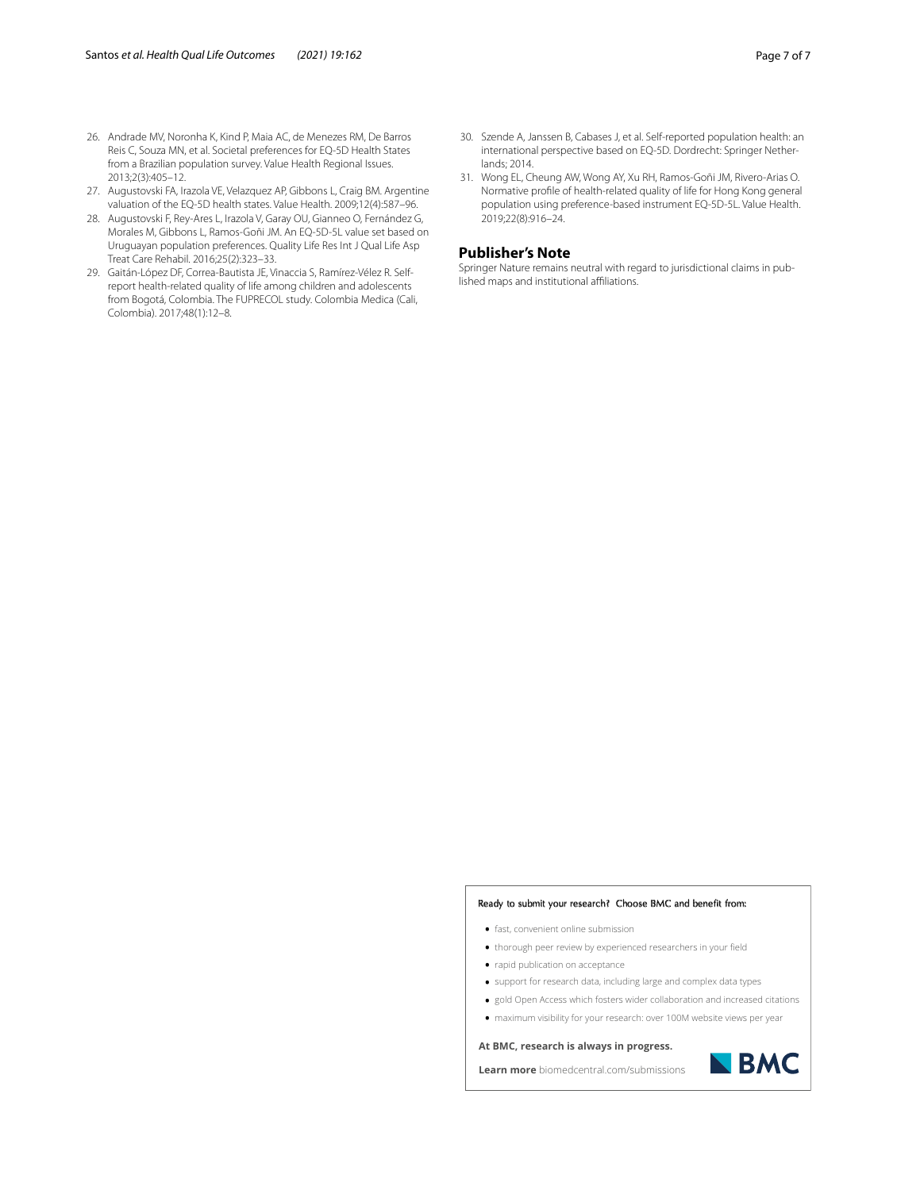26. Andrade MV, Noronha K, Kind P, Maia AC, de Menezes RM, De Barros Reis C, Souza MN, et al. Societal preferences for EQ-5D Health States from a Brazilian population survey. Value Health Regional Issues. 2013;2(3):405–12.
27. Augustovski FA, Irazola VE, Velazquez AP, Gibbons L, Craig BM. Argentine valuation of the EQ-5D health states. Value Health. 2009;12(4):587–96.
28. Augustovski F, Rey-Ares L, Irazola V, Garay OU, Gianneo O, Fernández G, Morales M, Gibbons L, Ramos-Goñi JM. An EQ-5D-5L value set based on Uruguayan population preferences. Quality Life Res Int J Qual Life Asp Treat Care Rehabil. 2016;25(2):323–33.
29. Gaitán-López DF, Correa-Bautista JE, Vinaccia S, Ramírez-Vélez R. Self-report health-related quality of life among children and adolescents from Bogotá, Colombia. The FUPRECOL study. Colombia Medica (Cali, Colombia). 2017;48(1):12–8.
30. Szende A, Janssen B, Cabases J, et al. Self-reported population health: an international perspective based on EQ-5D. Dordrecht: Springer Netherlands; 2014.
31. Wong EL, Cheung AW, Wong AY, Xu RH, Ramos-Goñi JM, Rivero-Arias O. Normative profile of health-related quality of life for Hong Kong general population using preference-based instrument EQ-5D-5L. Value Health. 2019;22(8):916–24.

## Publisher's Note

Springer Nature remains neutral with regard to jurisdictional claims in published maps and institutional affiliations.

Ready to submit your research? Choose BMC and benefit from:

- fast, convenient online submission
- thorough peer review by experienced researchers in your field
- rapid publication on acceptance
- support for research data, including large and complex data types
- gold Open Access which fosters wider collaboration and increased citations
- maximum visibility for your research: over 100M website views per year

**At BMC, research is always in progress.**

**Learn more** biomedcentral.com/submissions

BMC